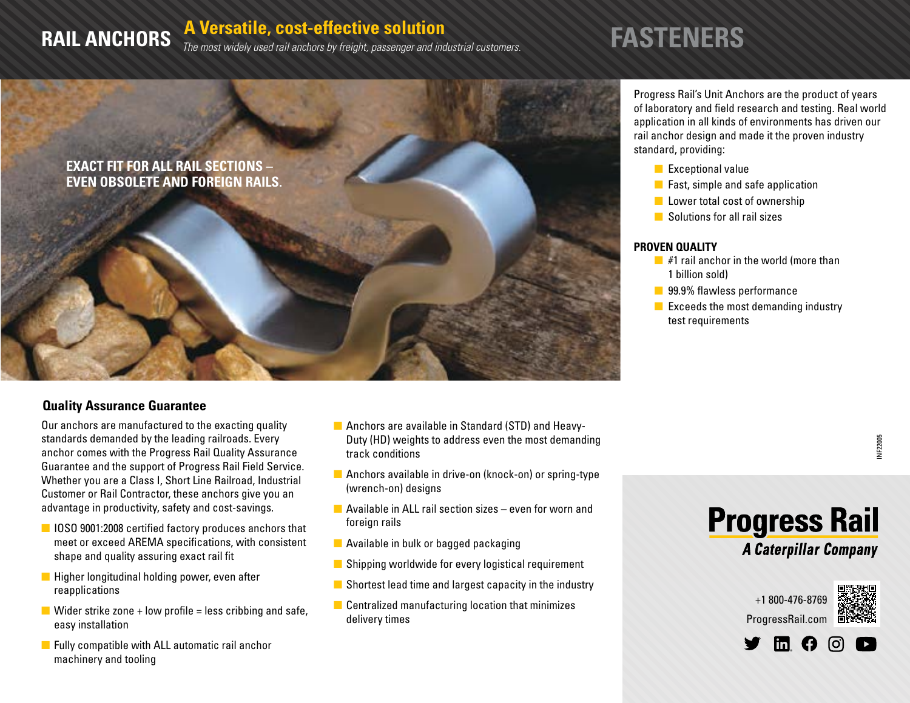# RAIL ANCHORS

## A Versatile, cost-effective solution

*The most widely used rail anchors by freight, passenger and industrial customers.*

# FASTENERS

**EXACT FIT FOR ALL RAIL SECTIONS – EVEN OBSOLETE AND FOREIGN RAILS.**

Progress Rail's Unit Anchors are the product of years of laboratory and field research and testing. Real world application in all kinds of environments has driven our rail anchor design and made it the proven industry standard, providing:

- Exceptional value
- Fast, simple and safe application
- Lower total cost of ownership
- Solutions for all rail sizes

### PROVEN QUALITY

- #1 rail anchor in the world (more than 1 billion sold)
- 99.9% flawless performance
- Exceeds the most demanding industry test requirements

### Quality Assurance Guarantee

Our anchors are manufactured to the exacting quality standards demanded by the leading railroads. Every anchor comes with the Progress Rail Quality Assurance Guarantee and the support of Progress Rail Field Service. Whether you are a Class I, Short Line Railroad, Industrial Customer or Rail Contractor, these anchors give you an advantage in productivity, safety and cost-savings.

- IOSO 9001:2008 certified factory produces anchors that meet or exceed AREMA specifications, with consistent shape and quality assuring exact rail fit
- Higher longitudinal holding power, even after reapplications
- Wider strike zone + low profile = less cribbing and safe, easy installation
- Fully compatible with ALL automatic rail anchor machinery and tooling
- Anchors are available in Standard (STD) and Heavy-Duty (HD) weights to address even the most demanding track conditions
- Anchors available in drive-on (knock-on) or spring-type (wrench-on) designs
- Available in ALL rail section sizes – even for worn and foreign rails
- Available in bulk or bagged packaging
- Shipping worldwide for every logistical requirement
- Shortest lead time and largest capacity in the industry
- Centralized manufacturing location that minimizes delivery times

INF22005

**Progress Rail**
*A Caterpillar Company*

+1 800-476-8769
ProgressRail.com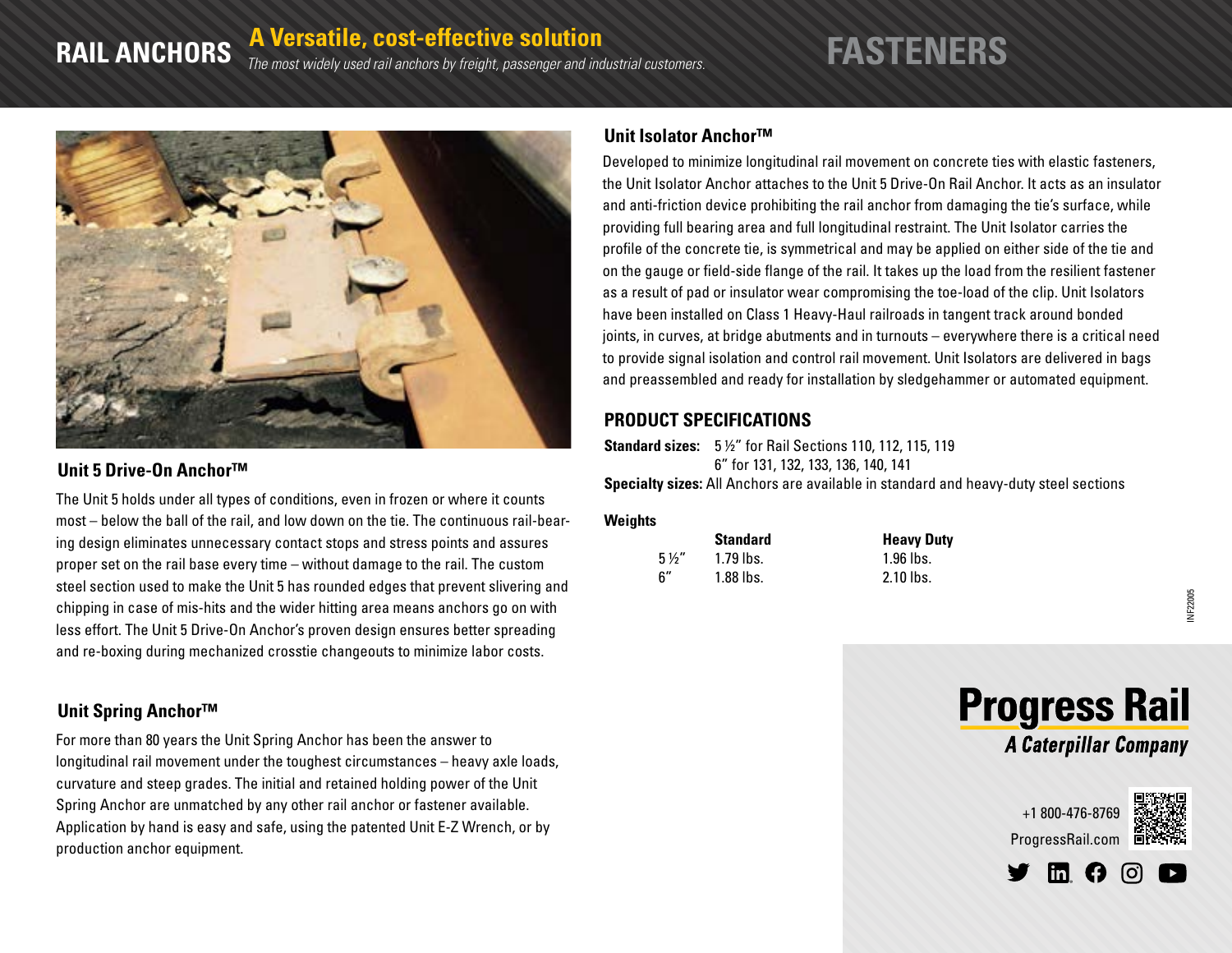# RAIL ANCHORS

## A Versatile, cost-effective solution

*The most widely used rail anchors by freight, passenger and industrial customers.*

# FASTENERS

### Unit 5 Drive-On Anchor™

The Unit 5 holds under all types of conditions, even in frozen or where it counts most – below the ball of the rail, and low down on the tie. The continuous rail-bearing design eliminates unnecessary contact stops and stress points and assures proper set on the rail base every time – without damage to the rail. The custom steel section used to make the Unit 5 has rounded edges that prevent slivering and chipping in case of mis-hits and the wider hitting area means anchors go on with less effort. The Unit 5 Drive-On Anchor's proven design ensures better spreading and re-boxing during mechanized crosstie changeouts to minimize labor costs.

### Unit Spring Anchor™

For more than 80 years the Unit Spring Anchor has been the answer to longitudinal rail movement under the toughest circumstances – heavy axle loads, curvature and steep grades. The initial and retained holding power of the Unit Spring Anchor are unmatched by any other rail anchor or fastener available. Application by hand is easy and safe, using the patented Unit E-Z Wrench, or by production anchor equipment.

### Unit Isolator Anchor™

Developed to minimize longitudinal rail movement on concrete ties with elastic fasteners, the Unit Isolator Anchor attaches to the Unit 5 Drive-On Rail Anchor. It acts as an insulator and anti-friction device prohibiting the rail anchor from damaging the tie's surface, while providing full bearing area and full longitudinal restraint. The Unit Isolator carries the profile of the concrete tie, is symmetrical and may be applied on either side of the tie and on the gauge or field-side flange of the rail. It takes up the load from the resilient fastener as a result of pad or insulator wear compromising the toe-load of the clip. Unit Isolators have been installed on Class 1 Heavy-Haul railroads in tangent track around bonded joints, in curves, at bridge abutments and in turnouts – everywhere there is a critical need to provide signal isolation and control rail movement. Unit Isolators are delivered in bags and preassembled and ready for installation by sledgehammer or automated equipment.

## PRODUCT SPECIFICATIONS

**Standard sizes:** 5 ½" for Rail Sections 110, 112, 115, 119
6" for 131, 132, 133, 136, 140, 141

**Specialty sizes:** All Anchors are available in standard and heavy-duty steel sections

**Weights**

| | Standard | Heavy Duty |
|---|---|---|
| 5 ½" | 1.79 lbs. | 1.96 lbs. |
| 6" | 1.88 lbs. | 2.10 lbs. |

INF22005

**Progress Rail**
*A Caterpillar Company*

+1 800-476-8769
ProgressRail.com